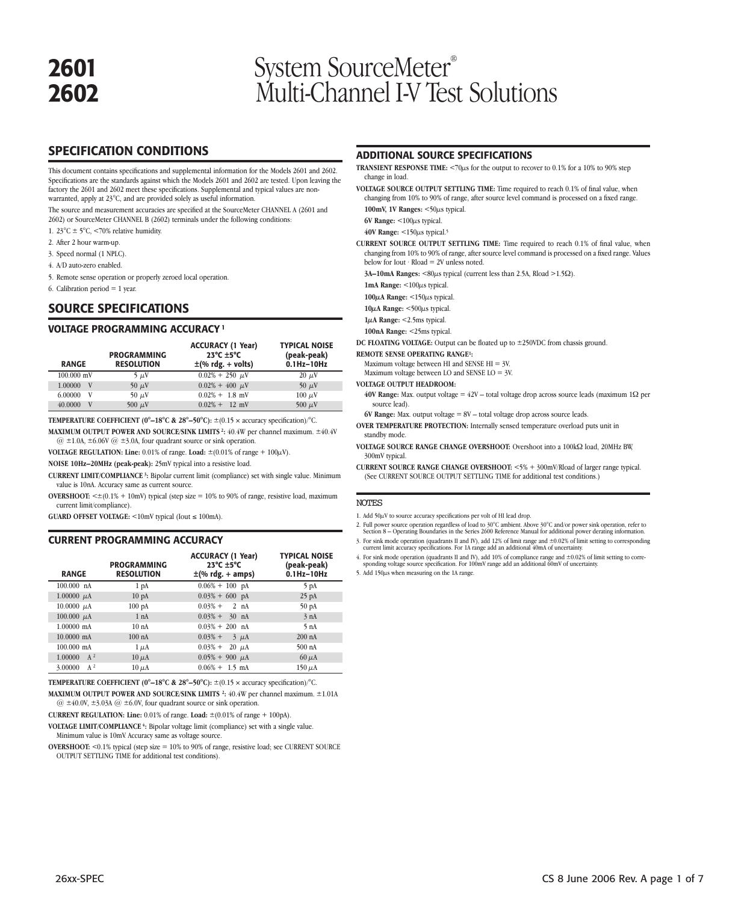# 2601
# 2602

# System SourceMeter® Multi-Channel I-V Test Solutions

## SPECIFICATION CONDITIONS

This document contains specifications and supplemental information for the Models 2601 and 2602. Specifications are the standards against which the Models 2601 and 2602 are tested. Upon leaving the factory the 2601 and 2602 meet these specifications. Supplemental and typical values are non-warranted, apply at 23°C, and are provided solely as useful information.

The source and measurement accuracies are specified at the SourceMeter CHANNEL A (2601 and 2602) or SourceMeter CHANNEL B (2602) terminals under the following conditions:

1. 23°C ± 5°C, <70% relative humidity.
2. After 2 hour warm-up.
3. Speed normal (1 NPLC).
4. A/D auto-zero enabled.
5. Remote sense operation or properly zeroed local operation.
6. Calibration period = 1 year.

## SOURCE SPECIFICATIONS

### VOLTAGE PROGRAMMING ACCURACY [1]

| RANGE | PROGRAMMING RESOLUTION | ACCURACY (1 Year) 23°C ±5°C ±(% rdg. + volts) | TYPICAL NOISE (peak-peak) 0.1Hz–10Hz |
|---|---|---|---|
| 100.000 mV | 5 μV | 0.02% + 250 μV | 20 μV |
| 1.00000 V | 50 μV | 0.02% + 400 μV | 50 μV |
| 6.00000 V | 50 μV | 0.02% + 1.8 mV | 100 μV |
| 40.0000 V | 500 μV | 0.02% + 12 mV | 500 μV |

**TEMPERATURE COEFFICIENT (0°–18°C & 28°–50°C):** ±(0.15 × accuracy specification)/°C.

**MAXIMUM OUTPUT POWER AND SOURCE/SINK LIMITS [2]:** 40.4W per channel maximum. ±40.4V @ ±1.0A, ±6.06V @ ±3.0A, four quadrant source or sink operation.

**VOLTAGE REGULATION: Line:** 0.01% of range. **Load:** ±(0.01% of range + 100μV).

**NOISE 10Hz–20MHz (peak-peak):** 25mV typical into a resistive load.

**CURRENT LIMIT/COMPLIANCE [3]:** Bipolar current limit (compliance) set with single value. Minimum value is 10nA. Accuracy same as current source.

**OVERSHOOT:** <±(0.1% + 10mV) typical (step size = 10% to 90% of range, resistive load, maximum current limit/compliance).

**GUARD OFFSET VOLTAGE:** <10mV typical (Iout ≤ 100mA).

### CURRENT PROGRAMMING ACCURACY

| RANGE | PROGRAMMING RESOLUTION | ACCURACY (1 Year) 23°C ±5°C ±(% rdg. + amps) | TYPICAL NOISE (peak-peak) 0.1Hz–10Hz |
|---|---|---|---|
| 100.000 nA | 1 pA | 0.06% + 100 pA | 5 pA |
| 1.00000 μA | 10 pA | 0.03% + 600 pA | 25 pA |
| 10.0000 μA | 100 pA | 0.03% + 2 nA | 50 pA |
| 100.000 μA | 1 nA | 0.03% + 30 nA | 3 nA |
| 1.00000 mA | 10 nA | 0.03% + 200 nA | 5 nA |
| 10.0000 mA | 100 nA | 0.03% + 3 μA | 200 nA |
| 100.000 mA | 1 μA | 0.03% + 20 μA | 500 nA |
| 1.00000 A [2] | 10 μA | 0.05% + 900 μA | 60 μA |
| 3.00000 A [2] | 10 μA | 0.06% + 1.5 mA | 150 μA |

**TEMPERATURE COEFFICIENT (0°–18°C & 28°–50°C):** ±(0.15 × accuracy specification)/°C.

**MAXIMUM OUTPUT POWER AND SOURCE/SINK LIMITS [2]:** 40.4W per channel maximum. ±1.01A @ ±40.0V, ±3.03A @ ±6.0V, four quadrant source or sink operation.

**CURRENT REGULATION: Line:** 0.01% of range. **Load:** ±(0.01% of range + 100pA).

**VOLTAGE LIMIT/COMPLIANCE [4]:** Bipolar voltage limit (compliance) set with a single value. Minimum value is 10mV. Accuracy same as voltage source.

**OVERSHOOT:** <0.1% typical (step size = 10% to 90% of range, resistive load; see CURRENT SOURCE OUTPUT SETTLING TIME for additional test conditions).

## ADDITIONAL SOURCE SPECIFICATIONS

**TRANSIENT RESPONSE TIME:** <70μs for the output to recover to 0.1% for a 10% to 90% step change in load.

**VOLTAGE SOURCE OUTPUT SETTLING TIME:** Time required to reach 0.1% of final value, when changing from 10% to 90% of range, after source level command is processed on a fixed range.

**100mV, 1V Ranges:** <50μs typical.

**6V Range:** <100μs typical.

**40V Range:** <150μs typical.[5]

**CURRENT SOURCE OUTPUT SETTLING TIME:** Time required to reach 0.1% of final value, when changing from 10% to 90% of range, after source level command is processed on a fixed range. Values below for Iout · Rload = 2V unless noted.

**3A–10mA Ranges:** <80μs typical (current less than 2.5A, Rload >1.5Ω).

**1mA Range:** <100μs typical.

**100μA Range:** <150μs typical.

**10μA Range:** <500μs typical.

**1μA Range:** <2.5ms typical.

**100nA Range:** <25ms typical.

**DC FLOATING VOLTAGE:** Output can be floated up to ±250VDC from chassis ground.

**REMOTE SENSE OPERATING RANGE[1]:**
Maximum voltage between HI and SENSE HI = 3V.
Maximum voltage between LO and SENSE LO = 3V.

**VOLTAGE OUTPUT HEADROOM:**

**40V Range:** Max. output voltage = 42V – total voltage drop across source leads (maximum 1Ω per source lead).

**6V Range:** Max. output voltage = 8V – total voltage drop across source leads.

**OVER TEMPERATURE PROTECTION:** Internally sensed temperature overload puts unit in standby mode.

**VOLTAGE SOURCE RANGE CHANGE OVERSHOOT:** Overshoot into a 100kΩ load, 20MHz BW, 300mV typical.

**CURRENT SOURCE RANGE CHANGE OVERSHOOT:** <5% + 300mV/Rload of larger range typical. (See CURRENT SOURCE OUTPUT SETTLING TIME for additional test conditions.)

### NOTES

1. Add 50μV to source accuracy specifications per volt of HI lead drop.
2. Full power source operation regardless of load to 30°C ambient. Above 30°C and/or power sink operation, refer to Section 8 – Operating Boundaries in the Series 2600 Reference Manual for additional power derating information.
3. For sink mode operation (quadrants II and IV), add 12% of limit range and ±0.02% of limit setting to corresponding current limit accuracy specifications. For 1A range add an additional 40mA of uncertainty.
4. For sink mode operation (quadrants II and IV), add 10% of compliance range and ±0.02% of limit setting to corresponding voltage source specification. For 100mV range add an additional 60mV of uncertainty.
5. Add 150μs when measuring on the 1A range.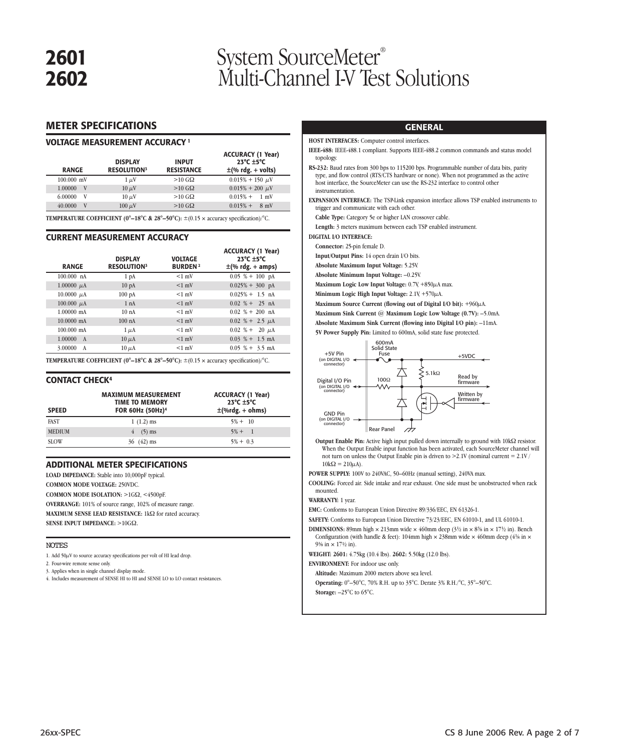# 2601
# 2602

# System SourceMeter® Multi-Channel I-V Test Solutions

## METER SPECIFICATIONS

### VOLTAGE MEASUREMENT ACCURACY [1]

| RANGE | DISPLAY RESOLUTION[3] | INPUT RESISTANCE | ACCURACY (1 Year) 23°C ±5°C ±(% rdg. + volts) |
|---|---|---|---|
| 100.000 mV | 1 μV | >10 GΩ | 0.015% + 150 μV |
| 1.00000 V | 10 μV | >10 GΩ | 0.015% + 200 μV |
| 6.00000 V | 10 μV | >10 GΩ | 0.015% + 1 mV |
| 40.0000 V | 100 μV | >10 GΩ | 0.015% + 8 mV |

**TEMPERATURE COEFFICIENT (0°–18°C & 28°–50°C):** ±(0.15 × accuracy specification)/°C.

### CURRENT MEASUREMENT ACCURACY

| RANGE | DISPLAY RESOLUTION[3] | VOLTAGE BURDEN[2] | ACCURACY (1 Year) 23°C ±5°C ±(% rdg. + amps) |
|---|---|---|---|
| 100.000 nA | 1 pA | <1 mV | 0.05 % + 100 pA |
| 1.00000 μA | 10 pA | <1 mV | 0.025% + 300 pA |
| 10.0000 μA | 100 pA | <1 mV | 0.025% + 1.5 nA |
| 100.000 μA | 1 nA | <1 mV | 0.02 % + 25 nA |
| 1.00000 mA | 10 nA | <1 mV | 0.02 % + 200 nA |
| 10.0000 mA | 100 nA | <1 mV | 0.02 % + 2.5 μA |
| 100.000 mA | 1 μA | <1 mV | 0.02 % + 20 μA |
| 1.00000 A | 10 μA | <1 mV | 0.03 % + 1.5 mA |
| 3.00000 A | 10 μA | <1 mV | 0.05 % + 3.5 mA |

**TEMPERATURE COEFFICIENT (0°–18°C & 28°–50°C):** ±(0.15 × accuracy specification)/°C.

### CONTACT CHECK[4]

| SPEED | MAXIMUM MEASUREMENT TIME TO MEMORY FOR 60Hz (50Hz)[4] | ACCURACY (1 Year) 23°C ±5°C ±(%rdg. + ohms) |
|---|---|---|
| FAST | 1 (1.2) ms | 5% + 10 |
| MEDIUM | 4 (5) ms | 5% + 1 |
| SLOW | 36 (42) ms | 5% + 0.3 |

### ADDITIONAL METER SPECIFICATIONS

**LOAD IMPEDANCE:** Stable into 10,000pF typical.

**COMMON MODE VOLTAGE:** 250VDC.

**COMMON MODE ISOLATION:** >1GΩ, <4500pF.

**OVERRANGE:** 101% of source range, 102% of measure range.

**MAXIMUM SENSE LEAD RESISTANCE:** 1kΩ for rated accuracy.

**SENSE INPUT IMPEDANCE:** >10GΩ.

NOTES

1. Add 50μV to source accuracy specifications per volt of HI lead drop.
2. Four-wire remote sense only.
3. Applies when in single channel display mode.
4. Includes measurement of SENSE HI to HI and SENSE LO to LO contact resistances.

## GENERAL

**HOST INTERFACES:** Computer control interfaces.

**IEEE-488:** IEEE-488.1 compliant. Supports IEEE-488.2 common commands and status model topology.

**RS-232:** Baud rates from 300 bps to 115200 bps. Programmable number of data bits, parity type, and flow control (RTS/CTS hardware or none). When not programmed as the active host interface, the SourceMeter can use the RS-232 interface to control other instrumentation.

**EXPANSION INTERFACE:** The TSP-Link expansion interface allows TSP enabled instruments to trigger and communicate with each other.

**Cable Type:** Category 5e or higher LAN crossover cable.

**Length:** 3 meters maximum between each TSP enabled instrument.

**DIGITAL I/O INTERFACE:**

**Connector:** 25-pin female D.

**Input/Output Pins:** 14 open drain I/O bits.

**Absolute Maximum Input Voltage:** 5.25V.

**Absolute Minimum Input Voltage:** –0.25V.

**Maximum Logic Low Input Voltage:** 0.7V, +850μA max.

**Minimum Logic High Input Voltage:** 2.1V, +570μA.

**Maximum Source Current (flowing out of Digital I/O bit):** +960μA.

**Maximum Sink Current @ Maximum Logic Low Voltage (0.7V):** –5.0mA.

**Absolute Maximum Sink Current (flowing into Digital I/O pin):** –11mA.

**5V Power Supply Pin:** Limited to 600mA, solid state fuse protected.

+5V Pin (on DIGITAL I/O connector) — 600mA Solid State Fuse — +5VDC
Digital I/O Pin (on DIGITAL I/O connector) — 100Ω — 5.1kΩ — Read by firmware
Written by firmware
GND Pin (on DIGITAL I/O connector)
Rear Panel

**Output Enable Pin:** Active high input pulled down internally to ground with 10kΩ resistor. When the Output Enable input function has been activated, each SourceMeter channel will not turn on unless the Output Enable pin is driven to >2.1V (nominal current = 2.1V / 10kΩ = 210μA).

**POWER SUPPLY:** 100V to 240VAC, 50–60Hz (manual setting), 240VA max.

**COOLING:** Forced air. Side intake and rear exhaust. One side must be unobstructed when rack mounted.

**WARRANTY:** 1 year.

**EMC:** Conforms to European Union Directive 89/336/EEC, EN 61326-1.

**SAFETY:** Conforms to European Union Directive 73/23/EEC, EN 61010-1, and UL 61010-1.

**DIMENSIONS:** 89mm high × 213mm wide × 460mm deep (3½ in × 8⅜ in × 17½ in). Bench Configuration (with handle & feet): 104mm high × 238mm wide × 460mm deep (4⅛ in × 9⅜ in × 17½ in).

**WEIGHT: 2601:** 4.75kg (10.4 lbs). **2602:** 5.50kg (12.0 lbs).

**ENVIRONMENT:** For indoor use only.

**Altitude:** Maximum 2000 meters above sea level.

**Operating:** 0°–50°C, 70% R.H. up to 35°C. Derate 3% R.H./°C, 35°–50°C.

**Storage:** –25°C to 65°C.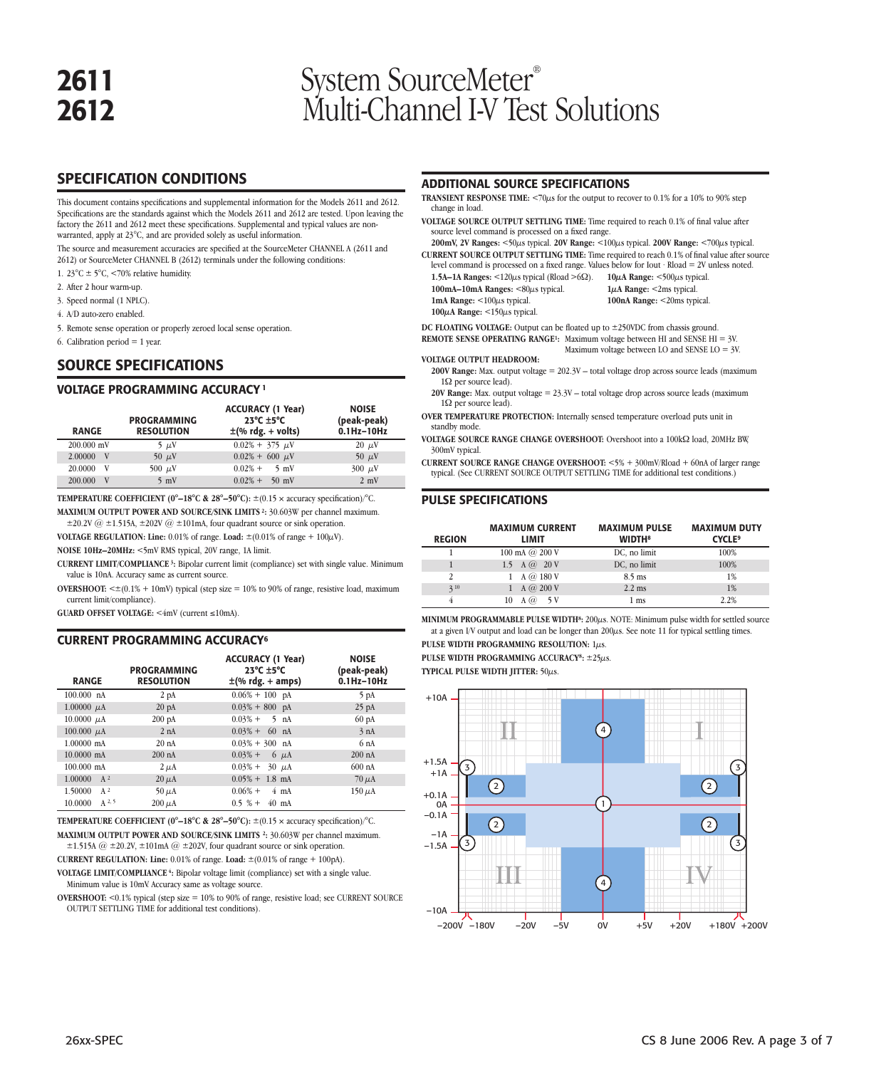# 2611
# 2612

# System SourceMeter® Multi-Channel I-V Test Solutions

## SPECIFICATION CONDITIONS

This document contains specifications and supplemental information for the Models 2611 and 2612. Specifications are the standards against which the Models 2611 and 2612 are tested. Upon leaving the factory the 2611 and 2612 meet these specifications. Supplemental and typical values are non-warranted, apply at 23°C, and are provided solely as useful information.

The source and measurement accuracies are specified at the SourceMeter CHANNEL A (2611 and 2612) or SourceMeter CHANNEL B (2612) terminals under the following conditions:

1. 23°C ± 5°C, <70% relative humidity.
2. After 2 hour warm-up.
3. Speed normal (1 NPLC).
4. A/D auto-zero enabled.
5. Remote sense operation or properly zeroed local sense operation.
6. Calibration period = 1 year.

## SOURCE SPECIFICATIONS

### VOLTAGE PROGRAMMING ACCURACY [1]

| RANGE | PROGRAMMING RESOLUTION | ACCURACY (1 Year) 23°C ±5°C ±(% rdg. + volts) | NOISE (peak-peak) 0.1Hz–10Hz |
|---|---|---|---|
| 200.000 mV | 5 µV | 0.02% + 375 µV | 20 µV |
| 2.00000 V | 50 µV | 0.02% + 600 µV | 50 µV |
| 20.0000 V | 500 µV | 0.02% + 5 mV | 300 µV |
| 200.000 V | 5 mV | 0.02% + 50 mV | 2 mV |

**TEMPERATURE COEFFICIENT (0°–18°C & 28°–50°C):** ±(0.15 × accuracy specification)/°C.

**MAXIMUM OUTPUT POWER AND SOURCE/SINK LIMITS [2]:** 30.603W per channel maximum. ±20.2V @ ±1.515A, ±202V @ ±101mA, four quadrant source or sink operation.

**VOLTAGE REGULATION: Line:** 0.01% of range. **Load:** ±(0.01% of range + 100µV).

**NOISE 10Hz–20MHz:** <5mV RMS typical, 20V range, 1A limit.

**CURRENT LIMIT/COMPLIANCE [3]:** Bipolar current limit (compliance) set with single value. Minimum value is 10nA. Accuracy same as current source.

**OVERSHOOT:** <±(0.1% + 10mV) typical (step size = 10% to 90% of range, resistive load, maximum current limit/compliance).

**GUARD OFFSET VOLTAGE:** <4mV (current ≤10mA).

### CURRENT PROGRAMMING ACCURACY[6]

| RANGE | PROGRAMMING RESOLUTION | ACCURACY (1 Year) 23°C ±5°C ±(% rdg. + amps) | NOISE (peak-peak) 0.1Hz–10Hz |
|---|---|---|---|
| 100.000 nA | 2 pA | 0.06% + 100 pA | 5 pA |
| 1.00000 µA | 20 pA | 0.03% + 800 pA | 25 pA |
| 10.0000 µA | 200 pA | 0.03% + 5 nA | 60 pA |
| 100.000 µA | 2 nA | 0.03% + 60 nA | 3 nA |
| 1.00000 mA | 20 nA | 0.03% + 300 nA | 6 nA |
| 10.0000 mA | 200 nA | 0.03% + 6 µA | 200 nA |
| 100.000 mA | 2 µA | 0.03% + 30 µA | 600 nA |
| 1.00000 A [2] | 20 µA | 0.05% + 1.8 mA | 70 µA |
| 1.50000 A [2] | 50 µA | 0.06% + 4 mA | 150 µA |
| 10.0000 A [2, 5] | 200 µA | 0.5 % + 40 mA | |

**TEMPERATURE COEFFICIENT (0°–18°C & 28°–50°C):** ±(0.15 × accuracy specification)/°C.

**MAXIMUM OUTPUT POWER AND SOURCE/SINK LIMITS [2]:** 30.603W per channel maximum. ±1.515A @ ±20.2V, ±101mA @ ±202V, four quadrant source or sink operation.

**CURRENT REGULATION: Line:** 0.01% of range. **Load:** ±(0.01% of range + 100pA).

**VOLTAGE LIMIT/COMPLIANCE [4]:** Bipolar voltage limit (compliance) set with a single value. Minimum value is 10mV. Accuracy same as voltage source.

**OVERSHOOT:** <0.1% typical (step size = 10% to 90% of range, resistive load; see CURRENT SOURCE OUTPUT SETTLING TIME for additional test conditions).

## ADDITIONAL SOURCE SPECIFICATIONS

**TRANSIENT RESPONSE TIME:** <70µs for the output to recover to 0.1% for a 10% to 90% step change in load.

**VOLTAGE SOURCE OUTPUT SETTLING TIME:** Time required to reach 0.1% of final value after source level command is processed on a fixed range.

**200mV, 2V Ranges:** <50µs typical. **20V Range:** <100µs typical. **200V Range:** <700µs typical.

**CURRENT SOURCE OUTPUT SETTLING TIME:** Time required to reach 0.1% of final value after source level command is processed on a fixed range. Values below for Iout · Rload = 2V unless noted.

- **1.5A–1A Ranges:** <120µs typical (Rload >6Ω).
- **100mA–10mA Ranges:** <80µs typical.
- **1mA Range:** <100µs typical.
- **100µA Range:** <150µs typical.
- **10µA Range:** <500µs typical.
- **1µA Range:** <2ms typical.
- **100nA Range:** <20ms typical.

**DC FLOATING VOLTAGE:** Output can be floated up to ±250VDC from chassis ground.

**REMOTE SENSE OPERATING RANGE[1]:** Maximum voltage between HI and SENSE HI = 3V. Maximum voltage between LO and SENSE LO = 3V.

**VOLTAGE OUTPUT HEADROOM:**

**200V Range:** Max. output voltage = 202.3V – total voltage drop across source leads (maximum 1Ω per source lead).

**20V Range:** Max. output voltage = 23.3V – total voltage drop across source leads (maximum 1Ω per source lead).

**OVER TEMPERATURE PROTECTION:** Internally sensed temperature overload puts unit in standby mode.

**VOLTAGE SOURCE RANGE CHANGE OVERSHOOT:** Overshoot into a 100kΩ load, 20MHz BW, 300mV typical.

**CURRENT SOURCE RANGE CHANGE OVERSHOOT:** <5% + 300mV/Rload + 60nA of larger range typical. (See CURRENT SOURCE OUTPUT SETTLING TIME for additional test conditions.)

## PULSE SPECIFICATIONS

| REGION | MAXIMUM CURRENT LIMIT | MAXIMUM PULSE WIDTH[8] | MAXIMUM DUTY CYCLE[9] |
|---|---|---|---|
| 1 | 100 mA @ 200 V | DC, no limit | 100% |
| 1 | 1.5 A @ 20 V | DC, no limit | 100% |
| 2 | 1 A @ 180 V | 8.5 ms | 1% |
| 3 [10] | 1 A @ 200 V | 2.2 ms | 1% |
| 4 | 10 A @ 5 V | 1 ms | 2.2% |

**MINIMUM PROGRAMMABLE PULSE WIDTH[8]:** 200µs. NOTE: Minimum pulse width for settled source at a given I/V output and load can be longer than 200µs. See note 11 for typical settling times.

**PULSE WIDTH PROGRAMMING RESOLUTION:** 1µs.

**PULSE WIDTH PROGRAMMING ACCURACY[8]:** ±25µs.

**TYPICAL PULSE WIDTH JITTER:** 50µs.

+10A, +1.5A, +1A, +0.1A, 0A, –0.1A, –1A, –1.5A, –10A

–200V, –180V, –20V, –5V, 0V, +5V, +20V, +180V, +200V

I, II, III, IV

26xx-SPEC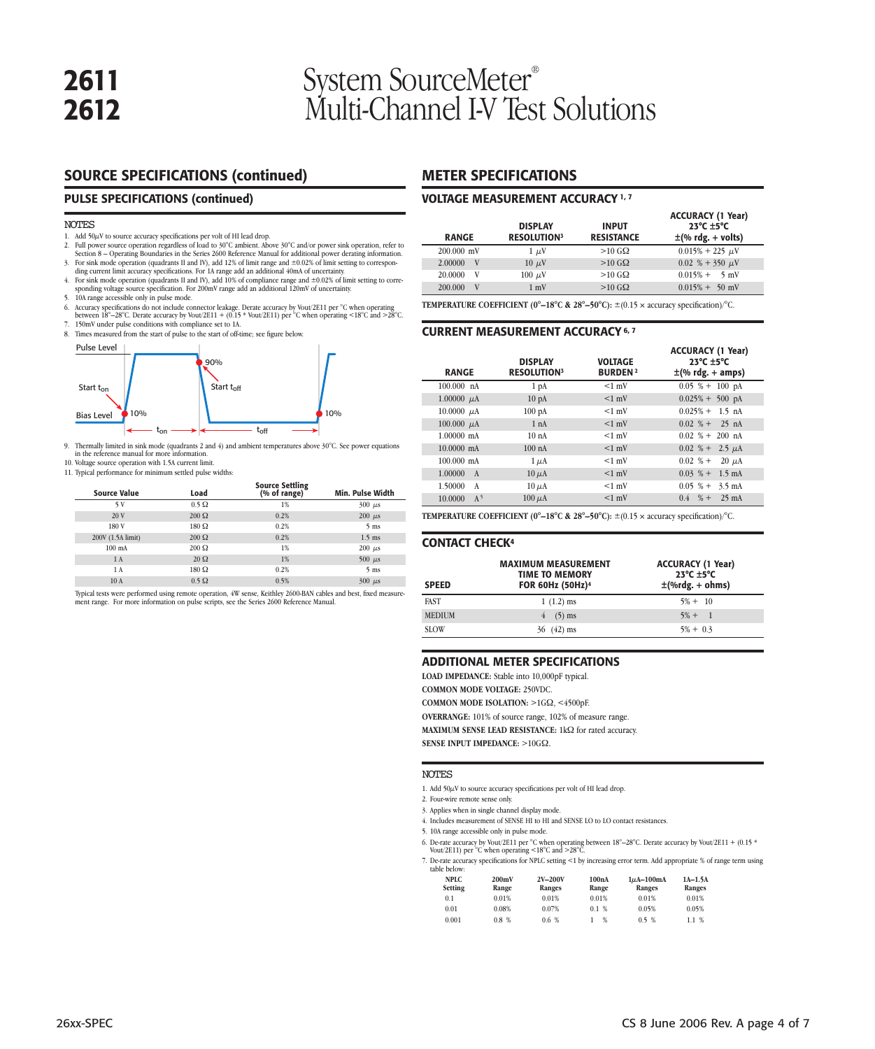# 2611
# 2612

# System SourceMeter® Multi-Channel I-V Test Solutions

## SOURCE SPECIFICATIONS (continued)

### PULSE SPECIFICATIONS (continued)

NOTES

1. Add 50µV to source accuracy specifications per volt of HI lead drop.
2. Full power source operation regardless of load to 30°C ambient. Above 30°C and/or power sink operation, refer to Section 8 – Operating Boundaries in the Series 2600 Reference Manual for additional power derating information.
3. For sink mode operation (quadrants II and IV), add 12% of limit range and ±0.02% of limit setting to corresponding current limit accuracy specifications. For 1A range add an additional 40mA of uncertainty.
4. For sink mode operation (quadrants II and IV), add 10% of compliance range and ±0.02% of limit setting to corresponding voltage source specification. For 200mV range add an additional 120mV of uncertainty.
5. 10A range accessible only in pulse mode.
6. Accuracy specifications do not include connector leakage. Derate accuracy by Vout/2E11 per °C when operating between 18°–28°C. Derate accuracy by Vout/2E11 + (0.15 * Vout/2E11) per °C when operating <18°C and >28°C.
7. 150mV under pulse conditions with compliance set to 1A.
8. Times measured from the start of pulse to the start of off-time; see figure below.

Pulse Level — 90% — Start $t_{on}$ — Start $t_{off}$ — Bias Level — 10% — $t_{on}$ — $t_{off}$ — 10%

9. Thermally limited in sink mode (quadrants 2 and 4) and ambient temperatures above 30°C. See power equations in the reference manual for more information.
10. Voltage source operation with 1.5A current limit.
11. Typical performance for minimum settled pulse widths:

| Source Value | Load | Source Settling (% of range) | Min. Pulse Width |
|---|---|---|---|
| 5 V | 0.5 Ω | 1% | 300 µs |
| 20 V | 200 Ω | 0.2% | 200 µs |
| 180 V | 180 Ω | 0.2% | 5 ms |
| 200V (1.5A limit) | 200 Ω | 0.2% | 1.5 ms |
| 100 mA | 200 Ω | 1% | 200 µs |
| 1 A | 20 Ω | 1% | 500 µs |
| 1 A | 180 Ω | 0.2% | 5 ms |
| 10 A | 0.5 Ω | 0.5% | 300 µs |

Typical tests were performed using remote operation, 4W sense, Keithley 2600-BAN cables and best, fixed measurement range. For more information on pulse scripts, see the Series 2600 Reference Manual.

## METER SPECIFICATIONS

### VOLTAGE MEASUREMENT ACCURACY [1, 7]

| RANGE | DISPLAY RESOLUTION[3] | INPUT RESISTANCE | ACCURACY (1 Year) 23°C ±5°C ±(% rdg. + volts) |
|---|---|---|---|
| 200.000 mV | 1 µV | >10 GΩ | 0.015% + 225 µV |
| 2.00000 V | 10 µV | >10 GΩ | 0.02 % + 350 µV |
| 20.0000 V | 100 µV | >10 GΩ | 0.015% + 5 mV |
| 200.000 V | 1 mV | >10 GΩ | 0.015% + 50 mV |

**TEMPERATURE COEFFICIENT (0°–18°C & 28°–50°C):** ±(0.15 × accuracy specification)/°C.

### CURRENT MEASUREMENT ACCURACY [6, 7]

| RANGE | DISPLAY RESOLUTION[3] | VOLTAGE BURDEN[2] | ACCURACY (1 Year) 23°C ±5°C ±(% rdg. + amps) |
|---|---|---|---|
| 100.000 nA | 1 pA | <1 mV | 0.05 % + 100 pA |
| 1.00000 µA | 10 pA | <1 mV | 0.025% + 500 pA |
| 10.0000 µA | 100 pA | <1 mV | 0.025% + 1.5 nA |
| 100.000 µA | 1 nA | <1 mV | 0.02 % + 25 nA |
| 1.00000 mA | 10 nA | <1 mV | 0.02 % + 200 nA |
| 10.0000 mA | 100 nA | <1 mV | 0.02 % + 2.5 µA |
| 100.000 mA | 1 µA | <1 mV | 0.02 % + 20 µA |
| 1.00000 A | 10 µA | <1 mV | 0.03 % + 1.5 mA |
| 1.50000 A | 10 µA | <1 mV | 0.05 % + 3.5 mA |
| 10.0000 A[5] | 100 µA | <1 mV | 0.4 % + 25 mA |

**TEMPERATURE COEFFICIENT (0°–18°C & 28°–50°C):** ±(0.15 × accuracy specification)/°C.

### CONTACT CHECK[4]

| SPEED | MAXIMUM MEASUREMENT TIME TO MEMORY FOR 60Hz (50Hz)[4] | ACCURACY (1 Year) 23°C ±5°C ±(%rdg. + ohms) |
|---|---|---|
| FAST | 1 (1.2) ms | 5% + 10 |
| MEDIUM | 4 (5) ms | 5% + 1 |
| SLOW | 36 (42) ms | 5% + 0.3 |

### ADDITIONAL METER SPECIFICATIONS

**LOAD IMPEDANCE:** Stable into 10,000pF typical.

**COMMON MODE VOLTAGE:** 250VDC.

**COMMON MODE ISOLATION:** >1GΩ, <4500pF.

**OVERRANGE:** 101% of source range, 102% of measure range.

**MAXIMUM SENSE LEAD RESISTANCE:** 1kΩ for rated accuracy.

**SENSE INPUT IMPEDANCE:** >10GΩ.

NOTES

1. Add 50µV to source accuracy specifications per volt of HI lead drop.
2. Four-wire remote sense only.
3. Applies when in single channel display mode.
4. Includes measurement of SENSE HI to HI and SENSE LO to LO contact resistances.
5. 10A range accessible only in pulse mode.
6. De-rate accuracy by Vout/2E11 per °C when operating between 18°–28°C. Derate accuracy by Vout/2E11 + (0.15 * Vout/2E11) per °C when operating <18°C and >28°C.
7. De-rate accuracy specifications for NPLC setting <1 by increasing error term. Add appropriate % of range term using table below:

| NPLC Setting | 200mV Range | 2V–200V Ranges | 100nA Range | 1µA–100mA Ranges | 1A–1.5A Ranges |
|---|---|---|---|---|---|
| 0.1 | 0.01% | 0.01% | 0.01% | 0.01% | 0.01% |
| 0.01 | 0.08% | 0.07% | 0.1 % | 0.05% | 0.05% |
| 0.001 | 0.8 % | 0.6 % | 1 % | 0.5 % | 1.1 % |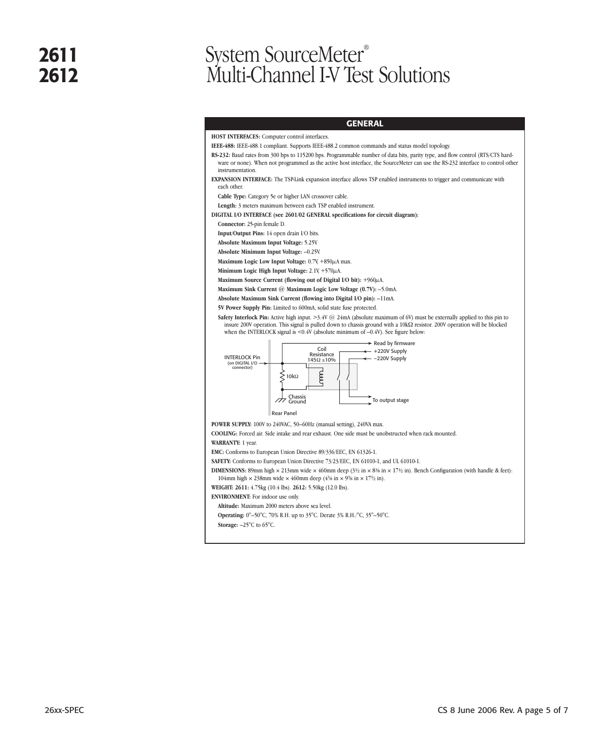# 2611
# 2612

# System SourceMeter®
# Multi-Channel I-V Test Solutions

## GENERAL

**HOST INTERFACES:** Computer control interfaces.

**IEEE-488:** IEEE-488.1 compliant. Supports IEEE-488.2 common commands and status model topology.

**RS-232:** Baud rates from 300 bps to 115200 bps. Programmable number of data bits, parity type, and flow control (RTS/CTS hardware or none). When not programmed as the active host interface, the SourceMeter can use the RS-232 interface to control other instrumentation.

**EXPANSION INTERFACE:** The TSP-Link expansion interface allows TSP enabled instruments to trigger and communicate with each other.

**Cable Type:** Category 5e or higher LAN crossover cable.

**Length:** 3 meters maximum between each TSP enabled instrument.

**DIGITAL I/O INTERFACE (see 2601/02 GENERAL specifications for circuit diagram):**

**Connector:** 25-pin female D.

**Input/Output Pins:** 14 open drain I/O bits.

**Absolute Maximum Input Voltage:** 5.25V.

**Absolute Minimum Input Voltage:** –0.25V.

**Maximum Logic Low Input Voltage:** 0.7V, +850µA max.

**Minimum Logic High Input Voltage:** 2.1V, +570µA.

**Maximum Source Current (flowing out of Digital I/O bit):** +960µA.

**Maximum Sink Current @ Maximum Logic Low Voltage (0.7V):** –5.0mA.

**Absolute Maximum Sink Current (flowing into Digital I/O pin):** –11mA.

**5V Power Supply Pin:** Limited to 600mA, solid state fuse protected.

**Safety Interlock Pin:** Active high input. >3.4V @ 24mA (absolute maximum of 6V) must be externally applied to this pin to insure 200V operation. This signal is pulled down to chassis ground with a 10kΩ resistor. 200V operation will be blocked when the INTERLOCK signal is <0.4V (absolute minimum of –0.4V). See figure below:

INTERLOCK Pin (on DIGITAL I/O connector) — 10kΩ — Chassis Ground — Coil Resistance 145Ω ±10% — Read by firmware — +220V Supply — –220V Supply — To output stage — Rear Panel

**POWER SUPPLY:** 100V to 240VAC, 50–60Hz (manual setting), 240VA max.

**COOLING:** Forced air. Side intake and rear exhaust. One side must be unobstructed when rack mounted.

**WARRANTY:** 1 year.

**EMC:** Conforms to European Union Directive 89/336/EEC, EN 61326-1.

**SAFETY:** Conforms to European Union Directive 73/23/EEC, EN 61010-1, and UL 61010-1.

**DIMENSIONS:** 89mm high × 213mm wide × 460mm deep (3½ in × 8⅜ in × 17½ in). Bench Configuration (with handle & feet): 104mm high × 238mm wide × 460mm deep (4⅛ in × 9⅜ in × 17½ in).

**WEIGHT: 2611:** 4.75kg (10.4 lbs). **2612:** 5.50kg (12.0 lbs).

**ENVIRONMENT:** For indoor use only.

**Altitude:** Maximum 2000 meters above sea level.

**Operating:** 0°–50°C, 70% R.H. up to 35°C. Derate 3% R.H./°C, 35°–50°C.

**Storage:** –25°C to 65°C.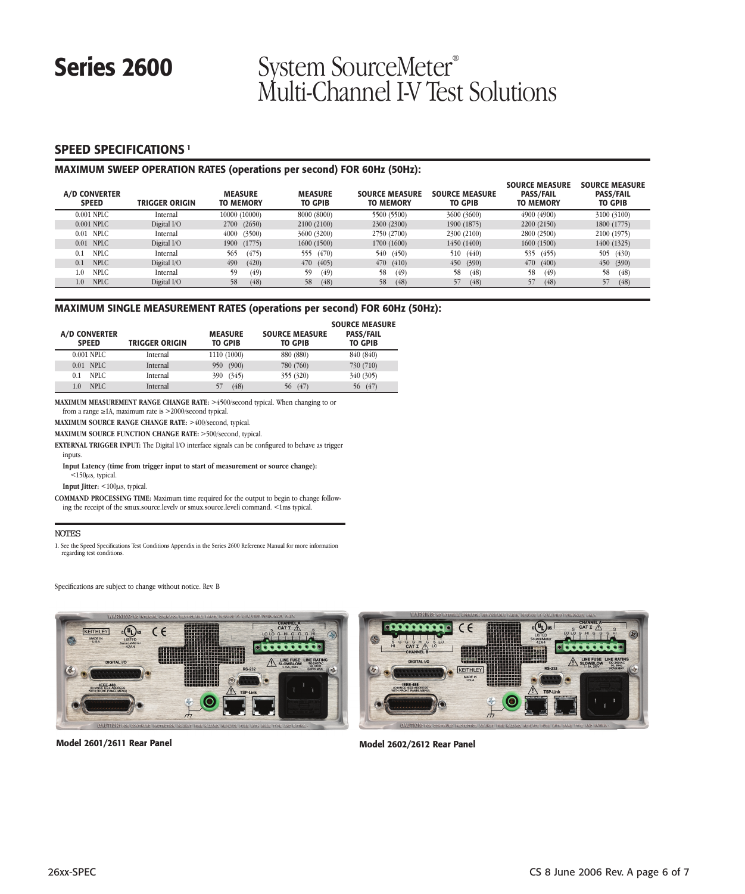# Series 2600 System SourceMeter® Multi-Channel I-V Test Solutions

## SPEED SPECIFICATIONS [1]

### MAXIMUM SWEEP OPERATION RATES (operations per second) FOR 60Hz (50Hz):

| A/D CONVERTER SPEED | TRIGGER ORIGIN | MEASURE TO MEMORY | MEASURE TO GPIB | SOURCE MEASURE TO MEMORY | SOURCE MEASURE TO GPIB | SOURCE MEASURE PASS/FAIL TO MEMORY | SOURCE MEASURE PASS/FAIL TO GPIB |
|---|---|---|---|---|---|---|---|
| 0.001 NPLC | Internal | 10000 (10000) | 8000 (8000) | 5500 (5500) | 3600 (3600) | 4900 (4900) | 3100 (3100) |
| 0.001 NPLC | Digital I/O | 2700 (2650) | 2100 (2100) | 2300 (2300) | 1900 (1875) | 2200 (2150) | 1800 (1775) |
| 0.01 NPLC | Internal | 4000 (3500) | 3600 (3200) | 2750 (2700) | 2300 (2100) | 2800 (2500) | 2100 (1975) |
| 0.01 NPLC | Digital I/O | 1900 (1775) | 1600 (1500) | 1700 (1600) | 1450 (1400) | 1600 (1500) | 1400 (1325) |
| 0.1 NPLC | Internal | 565 (475) | 555 (470) | 540 (450) | 510 (440) | 535 (455) | 505 (430) |
| 0.1 NPLC | Digital I/O | 490 (420) | 470 (405) | 470 (410) | 450 (390) | 470 (400) | 450 (390) |
| 1.0 NPLC | Internal | 59 (49) | 59 (49) | 58 (49) | 58 (48) | 58 (49) | 58 (48) |
| 1.0 NPLC | Digital I/O | 58 (48) | 58 (48) | 58 (48) | 57 (48) | 57 (48) | 57 (48) |

### MAXIMUM SINGLE MEASUREMENT RATES (operations per second) FOR 60Hz (50Hz):

| A/D CONVERTER SPEED | TRIGGER ORIGIN | MEASURE TO GPIB | SOURCE MEASURE TO GPIB | SOURCE MEASURE PASS/FAIL TO GPIB |
|---|---|---|---|---|
| 0.001 NPLC | Internal | 1110 (1000) | 880 (880) | 840 (840) |
| 0.01 NPLC | Internal | 950 (900) | 780 (760) | 730 (710) |
| 0.1 NPLC | Internal | 390 (345) | 355 (320) | 340 (305) |
| 1.0 NPLC | Internal | 57 (48) | 56 (47) | 56 (47) |

**MAXIMUM MEASUREMENT RANGE CHANGE RATE:** >4500/second typical. When changing to or from a range ≥1A, maximum rate is >2000/second typical.

**MAXIMUM SOURCE RANGE CHANGE RATE:** >400/second, typical.

**MAXIMUM SOURCE FUNCTION CHANGE RATE:** >500/second, typical.

**EXTERNAL TRIGGER INPUT:** The Digital I/O interface signals can be configured to behave as trigger inputs.

**Input Latency (time from trigger input to start of measurement or source change):** <150µs, typical.

**Input Jitter:** <100µs, typical.

**COMMAND PROCESSING TIME:** Maximum time required for the output to begin to change following the receipt of the smux.source.levelv or smux.source.leveli command. <1ms typical.

NOTES

1. See the Speed Specifications Test Conditions Appendix in the Series 2600 Reference Manual for more information regarding test conditions.

Specifications are subject to change without notice. Rev. B

**Model 2601/2611 Rear Panel**

**Model 2602/2612 Rear Panel**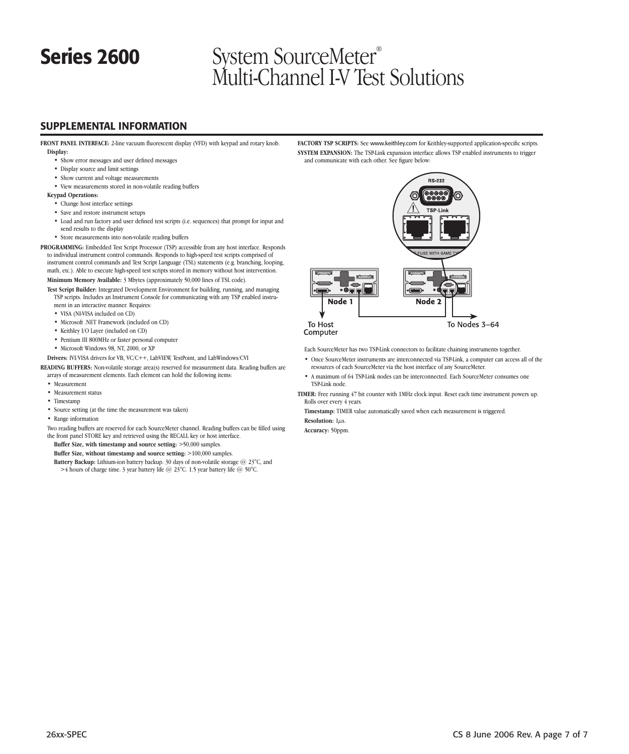# Series 2600 System SourceMeter® Multi-Channel I-V Test Solutions

## SUPPLEMENTAL INFORMATION

**FRONT PANEL INTERFACE:** 2-line vacuum fluorescent display (VFD) with keypad and rotary knob.

**Display:**

- Show error messages and user defined messages
- Display source and limit settings
- Show current and voltage measurements
- View measurements stored in non-volatile reading buffers

**Keypad Operations:**

- Change host interface settings
- Save and restore instrument setups
- Load and run factory and user defined test scripts (i.e. sequences) that prompt for input and send results to the display
- Store measurements into non-volatile reading buffers

**PROGRAMMING:** Embedded Test Script Processor (TSP) accessible from any host interface. Responds to individual instrument control commands. Responds to high-speed test scripts comprised of instrument control commands and Test Script Language (TSL) statements (e.g. branching, looping, math, etc.). Able to execute high-speed test scripts stored in memory without host intervention.

**Minimum Memory Available:** 3 Mbytes (approximately 50,000 lines of TSL code).

**Test Script Builder:** Integrated Development Environment for building, running, and managing TSP scripts. Includes an Instrument Console for communicating with any TSP enabled instrument in an interactive manner. Requires:

- VISA (NI-VISA included on CD)
- Microsoft .NET Framework (included on CD)
- Keithley I/O Layer (included on CD)
- Pentium III 800MHz or faster personal computer
- Microsoft Windows 98, NT, 2000, or XP

**Drivers:** IVI/VISA drivers for VB, VC/C++, LabVIEW, TestPoint, and LabWindows/CVI

**READING BUFFERS:** Non-volatile storage area(s) reserved for measurement data. Reading buffers are arrays of measurement elements. Each element can hold the following items:

- Measurement
- Measurement status
- Timestamp
- Source setting (at the time the measurement was taken)
- Range information

Two reading buffers are reserved for each SourceMeter channel. Reading buffers can be filled using the front panel STORE key and retrieved using the RECALL key or host interface.

**Buffer Size, with timestamp and source setting:** >50,000 samples.

**Buffer Size, without timestamp and source setting:** >100,000 samples.

**Battery Backup:** Lithium-ion battery backup. 30 days of non-volatile storage @ 23°C, and >4 hours of charge time. 3 year battery life @ 23°C. 1.5 year battery life @ 50°C.

**FACTORY TSP SCRIPTS:** See www.keithley.com for Keithley-supported application-specific scripts.

**SYSTEM EXPANSION:** The TSP-Link expansion interface allows TSP enabled instruments to trigger and communicate with each other. See figure below:

RS-232
TSP-Link
FUSE WITH SAME TY
Node 1
Node 2
To Host Computer
To Nodes 3–64

Each SourceMeter has two TSP-Link connectors to facilitate chaining instruments together.

- Once SourceMeter instruments are interconnected via TSP-Link, a computer can access all of the resources of each SourceMeter via the host interface of any SourceMeter.
- A maximum of 64 TSP-Link nodes can be interconnected. Each SourceMeter consumes one TSP-Link node.

**TIMER:** Free running 47 bit counter with 1MHz clock input. Reset each time instrument powers up. Rolls over every 4 years.

**Timestamp:** TIMER value automatically saved when each measurement is triggered.

**Resolution:** 1µs.

**Accuracy:** 50ppm.